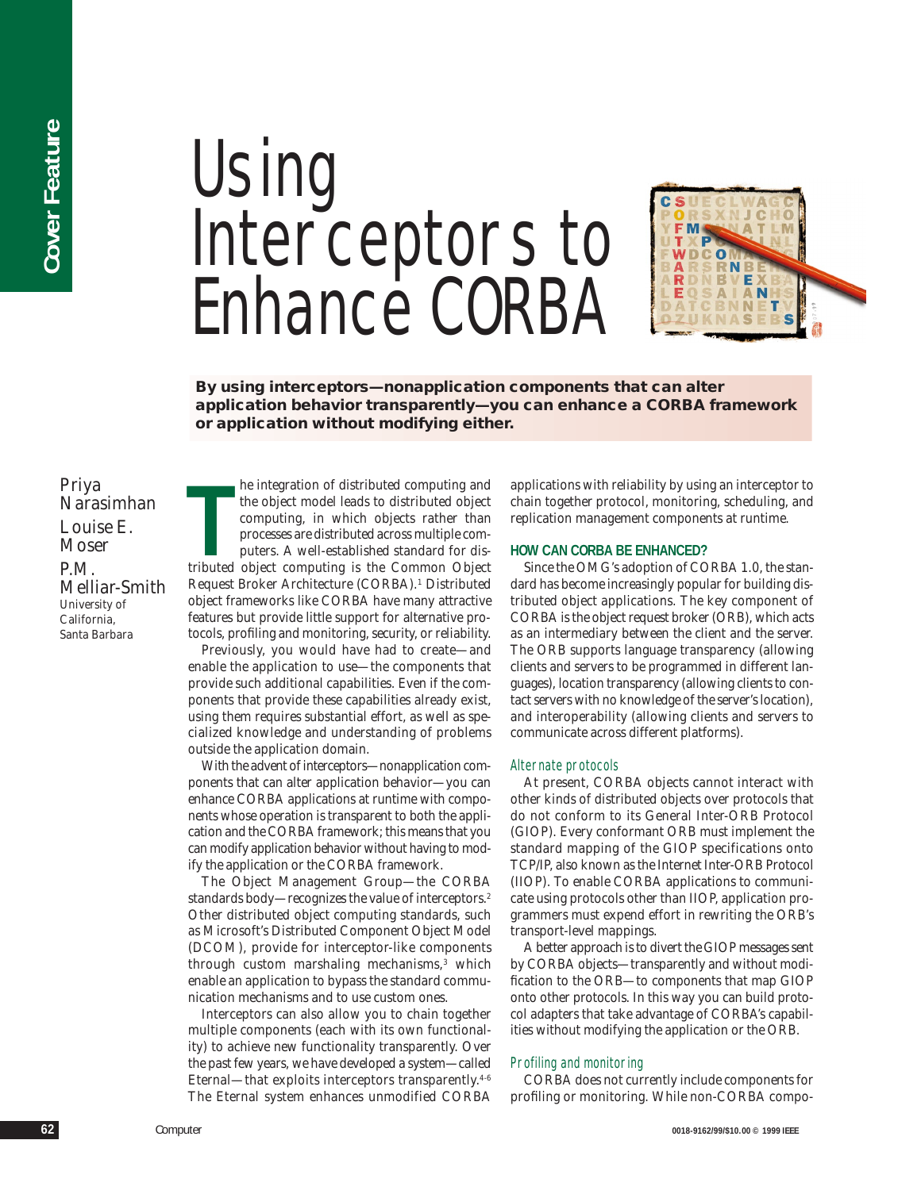# Using Interceptors to Enhance CORBA

**By using interceptors—nonapplication components that can alter application behavior transparently—you can enhance a CORBA framework or application without modifying either.**

Priya Narasimhan
Louise E. Moser
P.M. Melliar-Smith
University of California, Santa Barbara

The integration of distributed computing and the object model leads to distributed object computing, in which objects rather than processes are distributed across multiple computers. A well-established standard for distributed object computing is the Common Object Request Broker Architecture (CORBA).[1] Distributed object frameworks like CORBA have many attractive features but provide little support for alternative protocols, profiling and monitoring, security, or reliability.

Previously, you would have had to create—and enable the application to use—the components that provide such additional capabilities. Even if the components that provide these capabilities already exist, using them requires substantial effort, as well as specialized knowledge and understanding of problems outside the application domain.

With the advent of interceptors—nonapplication components that can alter application behavior—you can enhance CORBA applications at runtime with components whose operation is transparent to both the application and the CORBA framework; this means that you can modify application behavior without having to modify the application or the CORBA framework.

The Object Management Group—the CORBA standards body—recognizes the value of interceptors.[2] Other distributed object computing standards, such as Microsoft's Distributed Component Object Model (DCOM), provide for interceptor-like components through custom marshaling mechanisms,[3] which enable an application to bypass the standard communication mechanisms and to use custom ones.

Interceptors can also allow you to chain together multiple components (each with its own functionality) to achieve new functionality transparently. Over the past few years, we have developed a system—called Eternal—that exploits interceptors transparently.[4-6] The Eternal system enhances unmodified CORBA applications with reliability by using an interceptor to chain together protocol, monitoring, scheduling, and replication management components at runtime.

## HOW CAN CORBA BE ENHANCED?

Since the OMG's adoption of CORBA 1.0, the standard has become increasingly popular for building distributed object applications. The key component of CORBA is the object request broker (ORB), which acts as an intermediary between the client and the server. The ORB supports language transparency (allowing clients and servers to be programmed in different languages), location transparency (allowing clients to contact servers with no knowledge of the server's location), and interoperability (allowing clients and servers to communicate across different platforms).

### Alternate protocols

At present, CORBA objects cannot interact with other kinds of distributed objects over protocols that do not conform to its General Inter-ORB Protocol (GIOP). Every conformant ORB must implement the standard mapping of the GIOP specifications onto TCP/IP, also known as the Internet Inter-ORB Protocol (IIOP). To enable CORBA applications to communicate using protocols other than IIOP, application programmers must expend effort in rewriting the ORB's transport-level mappings.

A better approach is to divert the GIOP messages sent by CORBA objects—transparently and without modification to the ORB—to components that map GIOP onto other protocols. In this way you can build protocol adapters that take advantage of CORBA's capabilities without modifying the application or the ORB.

### Profiling and monitoring

CORBA does not currently include components for profiling or monitoring. While non-CORBA compo-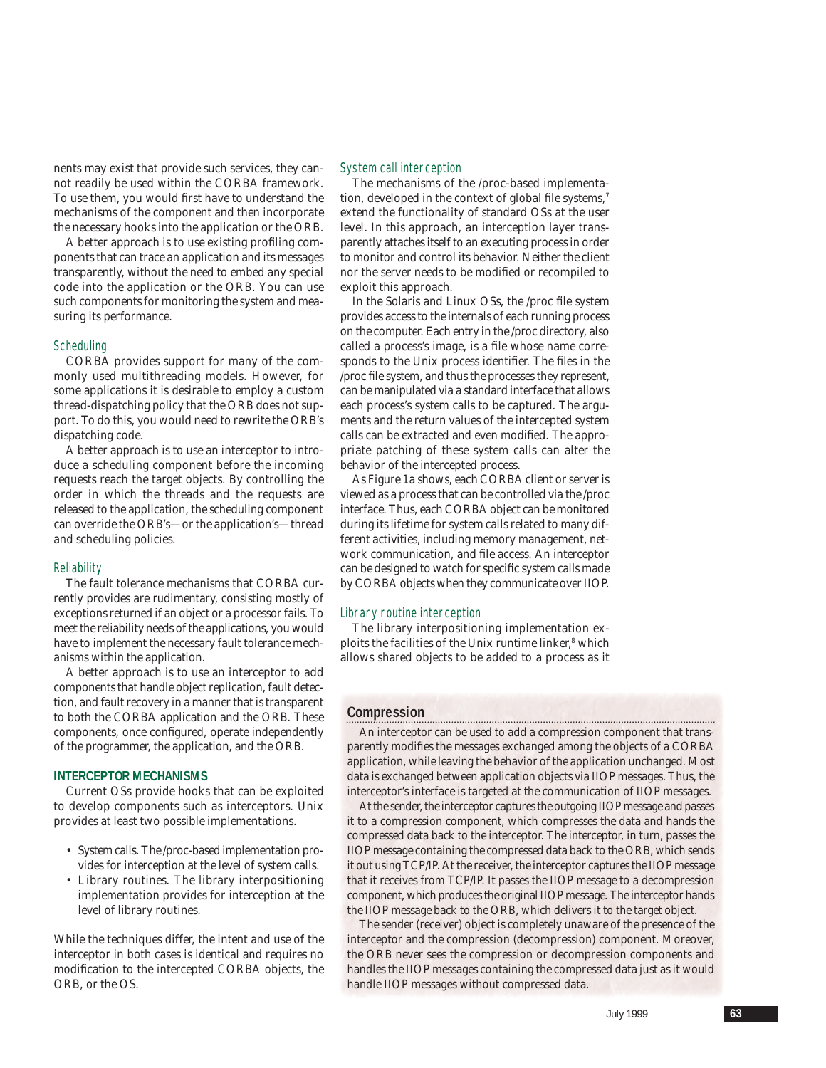nents may exist that provide such services, they cannot readily be used within the CORBA framework. To use them, you would first have to understand the mechanisms of the component and then incorporate the necessary hooks into the application or the ORB.

A better approach is to use existing profiling components that can trace an application and its messages transparently, without the need to embed any special code into the application or the ORB. You can use such components for monitoring the system and measuring its performance.

### Scheduling

CORBA provides support for many of the commonly used multithreading models. However, for some applications it is desirable to employ a custom thread-dispatching policy that the ORB does not support. To do this, you would need to rewrite the ORB's dispatching code.

A better approach is to use an interceptor to introduce a scheduling component before the incoming requests reach the target objects. By controlling the order in which the threads and the requests are released to the application, the scheduling component can override the ORB's—or the application's—thread and scheduling policies.

### Reliability

The fault tolerance mechanisms that CORBA currently provides are rudimentary, consisting mostly of exceptions returned if an object or a processor fails. To meet the reliability needs of the applications, you would have to implement the necessary fault tolerance mechanisms within the application.

A better approach is to use an interceptor to add components that handle object replication, fault detection, and fault recovery in a manner that is transparent to both the CORBA application and the ORB. These components, once configured, operate independently of the programmer, the application, and the ORB.

## INTERCEPTOR MECHANISMS

Current OSs provide hooks that can be exploited to develop components such as interceptors. Unix provides at least two possible implementations.

- System calls. The /proc-based implementation provides for interception at the level of system calls.
- Library routines. The library interpositioning implementation provides for interception at the level of library routines.

While the techniques differ, the intent and use of the interceptor in both cases is identical and requires no modification to the intercepted CORBA objects, the ORB, or the OS.

### System call interception

The mechanisms of the /proc-based implementation, developed in the context of global file systems,[7] extend the functionality of standard OSs at the user level. In this approach, an interception layer transparently attaches itself to an executing process in order to monitor and control its behavior. Neither the client nor the server needs to be modified or recompiled to exploit this approach.

In the Solaris and Linux OSs, the /proc file system provides access to the internals of each running process on the computer. Each entry in the /proc directory, also called a process's image, is a file whose name corresponds to the Unix process identifier. The files in the /proc file system, and thus the processes they represent, can be manipulated via a standard interface that allows each process's system calls to be captured. The arguments and the return values of the intercepted system calls can be extracted and even modified. The appropriate patching of these system calls can alter the behavior of the intercepted process.

As Figure 1a shows, each CORBA client or server is viewed as a process that can be controlled via the /proc interface. Thus, each CORBA object can be monitored during its lifetime for system calls related to many different activities, including memory management, network communication, and file access. An interceptor can be designed to watch for specific system calls made by CORBA objects when they communicate over IIOP.

### Library routine interception

The library interpositioning implementation exploits the facilities of the Unix runtime linker,[8] which allows shared objects to be added to a process as it

### Compression

An interceptor can be used to add a compression component that transparently modifies the messages exchanged among the objects of a CORBA application, while leaving the behavior of the application unchanged. Most data is exchanged between application objects via IIOP messages. Thus, the interceptor's interface is targeted at the communication of IIOP messages.

At the sender, the interceptor captures the outgoing IIOP message and passes it to a compression component, which compresses the data and hands the compressed data back to the interceptor. The interceptor, in turn, passes the IIOP message containing the compressed data back to the ORB, which sends it out using TCP/IP. At the receiver, the interceptor captures the IIOP message that it receives from TCP/IP. It passes the IIOP message to a decompression component, which produces the original IIOP message. The interceptor hands the IIOP message back to the ORB, which delivers it to the target object.

The sender (receiver) object is completely unaware of the presence of the interceptor and the compression (decompression) component. Moreover, the ORB never sees the compression or decompression components and handles the IIOP messages containing the compressed data just as it would handle IIOP messages without compressed data.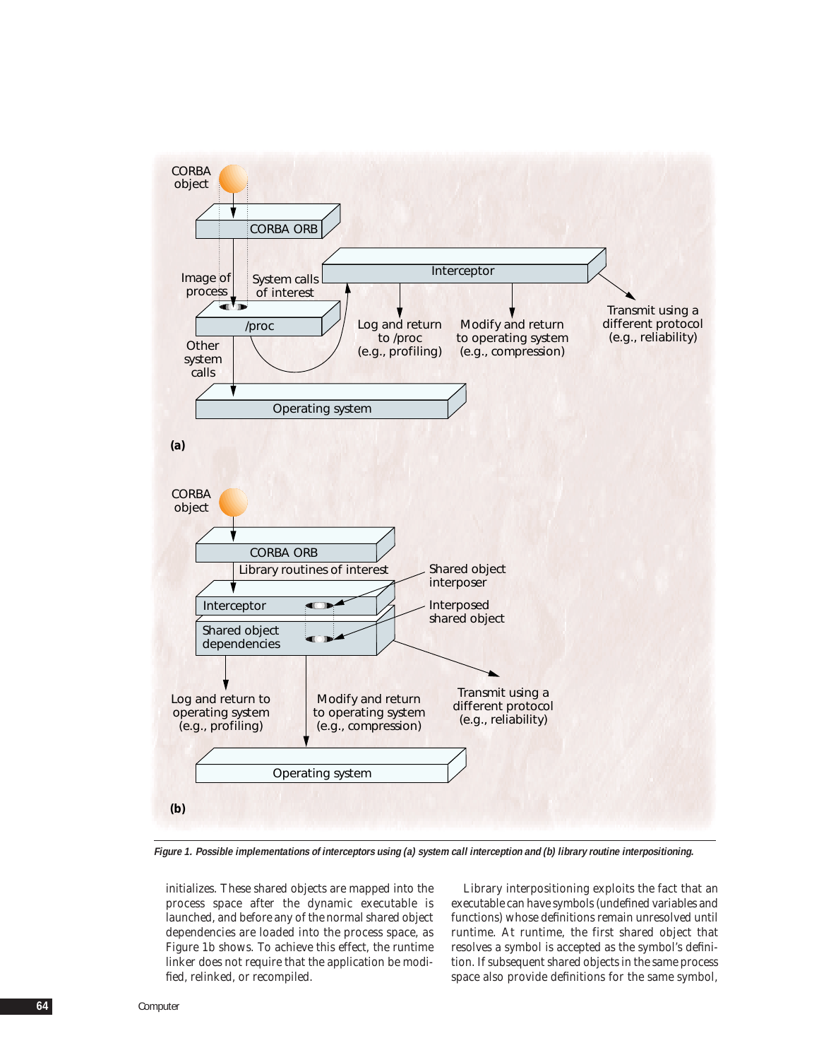*Figure 1. Possible implementations of interceptors using (a) system call interception and (b) library routine interpositioning.*

initializes. These shared objects are mapped into the process space after the dynamic executable is launched, and before any of the normal shared object dependencies are loaded into the process space, as Figure 1b shows. To achieve this effect, the runtime linker does not require that the application be modified, relinked, or recompiled.

Library interpositioning exploits the fact that an executable can have symbols (undefined variables and functions) whose definitions remain unresolved until runtime. At runtime, the first shared object that resolves a symbol is accepted as the symbol's definition. If subsequent shared objects in the same process space also provide definitions for the same symbol,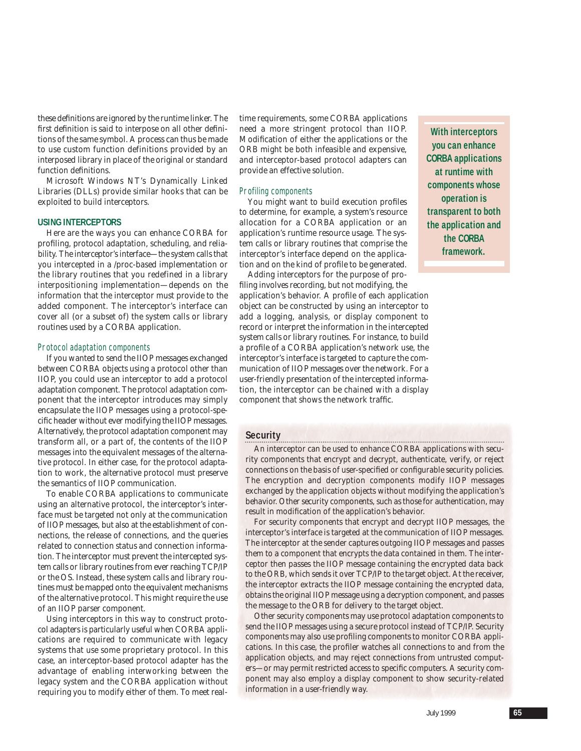these definitions are ignored by the runtime linker. The first definition is said to interpose on all other definitions of the same symbol. A process can thus be made to use custom function definitions provided by an interposed library in place of the original or standard function definitions.

Microsoft Windows NT's Dynamically Linked Libraries (DLLs) provide similar hooks that can be exploited to build interceptors.

### USING INTERCEPTORS

Here are the ways you can enhance CORBA for profiling, protocol adaptation, scheduling, and reliability. The interceptor's interface—the system calls that you intercepted in a /proc-based implementation or the library routines that you redefined in a library interpositioning implementation—depends on the information that the interceptor must provide to the added component. The interceptor's interface can cover all (or a subset of) the system calls or library routines used by a CORBA application.

#### *Protocol adaptation components*

If you wanted to send the IIOP messages exchanged between CORBA objects using a protocol other than IIOP, you could use an interceptor to add a protocol adaptation component. The protocol adaptation component that the interceptor introduces may simply encapsulate the IIOP messages using a protocol-specific header without ever modifying the IIOP messages. Alternatively, the protocol adaptation component may transform all, or a part of, the contents of the IIOP messages into the equivalent messages of the alternative protocol. In either case, for the protocol adaptation to work, the alternative protocol must preserve the semantics of IIOP communication.

To enable CORBA applications to communicate using an alternative protocol, the interceptor's interface must be targeted not only at the communication of IIOP messages, but also at the establishment of connections, the release of connections, and the queries related to connection status and connection information. The interceptor must prevent the intercepted system calls or library routines from ever reaching TCP/IP or the OS. Instead, these system calls and library routines must be mapped onto the equivalent mechanisms of the alternative protocol. This might require the use of an IIOP parser component.

Using interceptors in this way to construct protocol adapters is particularly useful when CORBA applications are required to communicate with legacy systems that use some proprietary protocol. In this case, an interceptor-based protocol adapter has the advantage of enabling interworking between the legacy system and the CORBA application without requiring you to modify either of them. To meet real-time requirements, some CORBA applications need a more stringent protocol than IIOP. Modification of either the applications or the ORB might be both infeasible and expensive, and interceptor-based protocol adapters can provide an effective solution.

#### *Profiling components*

You might want to build execution profiles to determine, for example, a system's resource allocation for a CORBA application or an application's runtime resource usage. The system calls or library routines that comprise the interceptor's interface depend on the application and on the kind of profile to be generated.

Adding interceptors for the purpose of profiling involves recording, but not modifying, the application's behavior. A profile of each application object can be constructed by using an interceptor to add a logging, analysis, or display component to record or interpret the information in the intercepted system calls or library routines. For instance, to build a profile of a CORBA application's network use, the interceptor's interface is targeted to capture the communication of IIOP messages over the network. For a user-friendly presentation of the intercepted information, the interceptor can be chained with a display component that shows the network traffic.

**With interceptors you can enhance CORBA applications at runtime with components whose operation is transparent to both the application and the CORBA framework.**

### Security

An interceptor can be used to enhance CORBA applications with security components that encrypt and decrypt, authenticate, verify, or reject connections on the basis of user-specified or configurable security policies. The encryption and decryption components modify IIOP messages exchanged by the application objects without modifying the application's behavior. Other security components, such as those for authentication, may result in modification of the application's behavior.

For security components that encrypt and decrypt IIOP messages, the interceptor's interface is targeted at the communication of IIOP messages. The interceptor at the sender captures outgoing IIOP messages and passes them to a component that encrypts the data contained in them. The interceptor then passes the IIOP message containing the encrypted data back to the ORB, which sends it over TCP/IP to the target object. At the receiver, the interceptor extracts the IIOP message containing the encrypted data, obtains the original IIOP message using a decryption component, and passes the message to the ORB for delivery to the target object.

Other security components may use protocol adaptation components to send the IIOP messages using a secure protocol instead of TCP/IP. Security components may also use profiling components to monitor CORBA applications. In this case, the profiler watches all connections to and from the application objects, and may reject connections from untrusted computers—or may permit restricted access to specific computers. A security component may also employ a display component to show security-related information in a user-friendly way.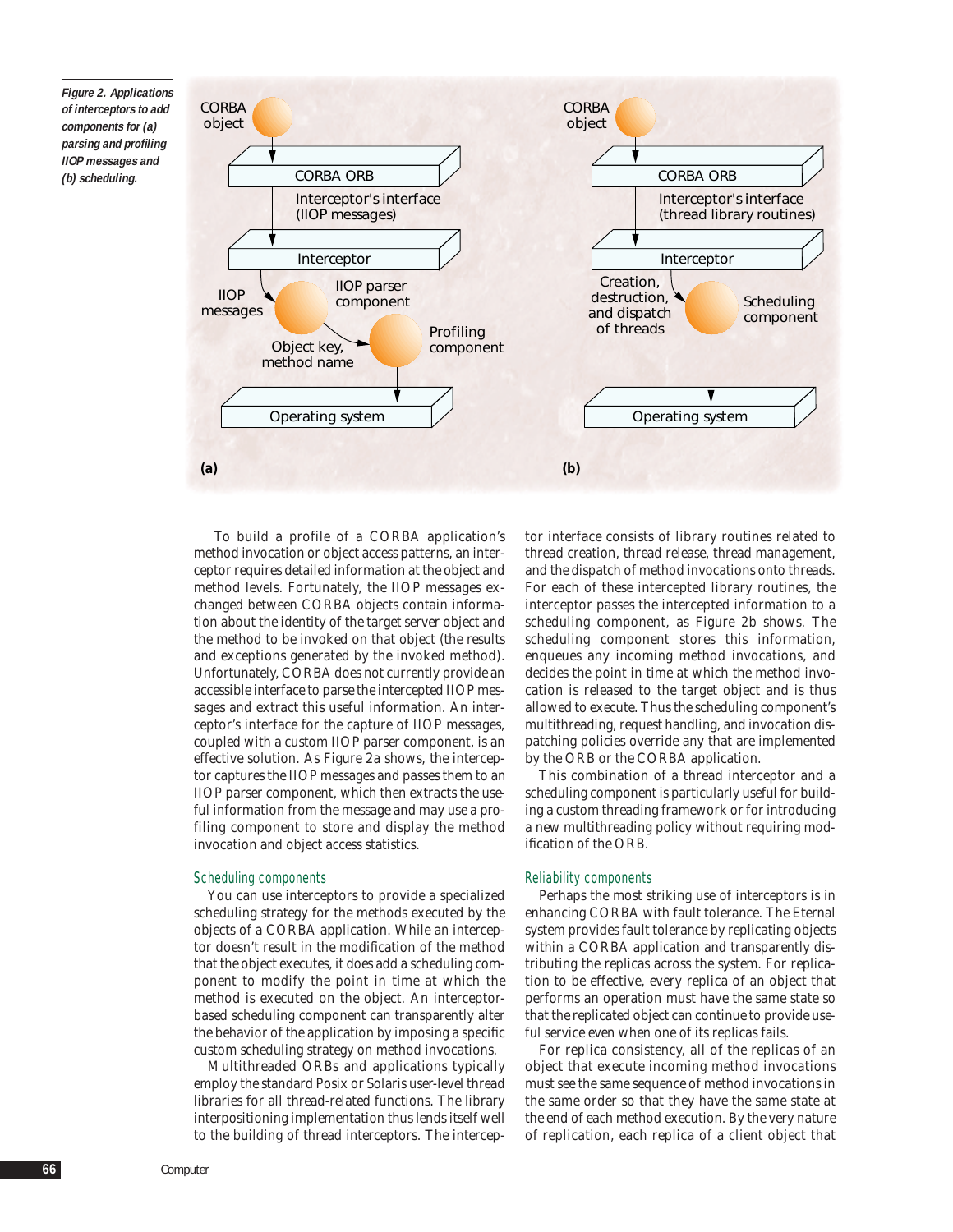*Figure 2. Applications of interceptors to add components for (a) parsing and profiling IIOP messages and (b) scheduling.*

CORBA object
CORBA ORB
Interceptor's interface (IIOP messages)
Interceptor
IIOP messages
IIOP parser component
Object key, method name
Profiling component
Operating system
(a)

CORBA object
CORBA ORB
Interceptor's interface (thread library routines)
Interceptor
Creation, destruction, and dispatch of threads
Scheduling component
Operating system
(b)

To build a profile of a CORBA application's method invocation or object access patterns, an interceptor requires detailed information at the object and method levels. Fortunately, the IIOP messages exchanged between CORBA objects contain information about the identity of the target server object and the method to be invoked on that object (the results and exceptions generated by the invoked method). Unfortunately, CORBA does not currently provide an accessible interface to parse the intercepted IIOP messages and extract this useful information. An interceptor's interface for the capture of IIOP messages, coupled with a custom IIOP parser component, is an effective solution. As Figure 2a shows, the interceptor captures the IIOP messages and passes them to an IIOP parser component, which then extracts the useful information from the message and may use a profiling component to store and display the method invocation and object access statistics.

### Scheduling components

You can use interceptors to provide a specialized scheduling strategy for the methods executed by the objects of a CORBA application. While an interceptor doesn't result in the modification of the method that the object executes, it does add a scheduling component to modify the point in time at which the method is executed on the object. An interceptor-based scheduling component can transparently alter the behavior of the application by imposing a specific custom scheduling strategy on method invocations.

Multithreaded ORBs and applications typically employ the standard Posix or Solaris user-level thread libraries for all thread-related functions. The library interpositioning implementation thus lends itself well to the building of thread interceptors. The interceptor interface consists of library routines related to thread creation, thread release, thread management, and the dispatch of method invocations onto threads. For each of these intercepted library routines, the interceptor passes the intercepted information to a scheduling component, as Figure 2b shows. The scheduling component stores this information, enqueues any incoming method invocations, and decides the point in time at which the method invocation is released to the target object and is thus allowed to execute. Thus the scheduling component's multithreading, request handling, and invocation dispatching policies override any that are implemented by the ORB or the CORBA application.

This combination of a thread interceptor and a scheduling component is particularly useful for building a custom threading framework or for introducing a new multithreading policy without requiring modification of the ORB.

### Reliability components

Perhaps the most striking use of interceptors is in enhancing CORBA with fault tolerance. The Eternal system provides fault tolerance by replicating objects within a CORBA application and transparently distributing the replicas across the system. For replication to be effective, every replica of an object that performs an operation must have the same state so that the replicated object can continue to provide useful service even when one of its replicas fails.

For replica consistency, all of the replicas of an object that execute incoming method invocations must see the same sequence of method invocations in the same order so that they have the same state at the end of each method execution. By the very nature of replication, each replica of a client object that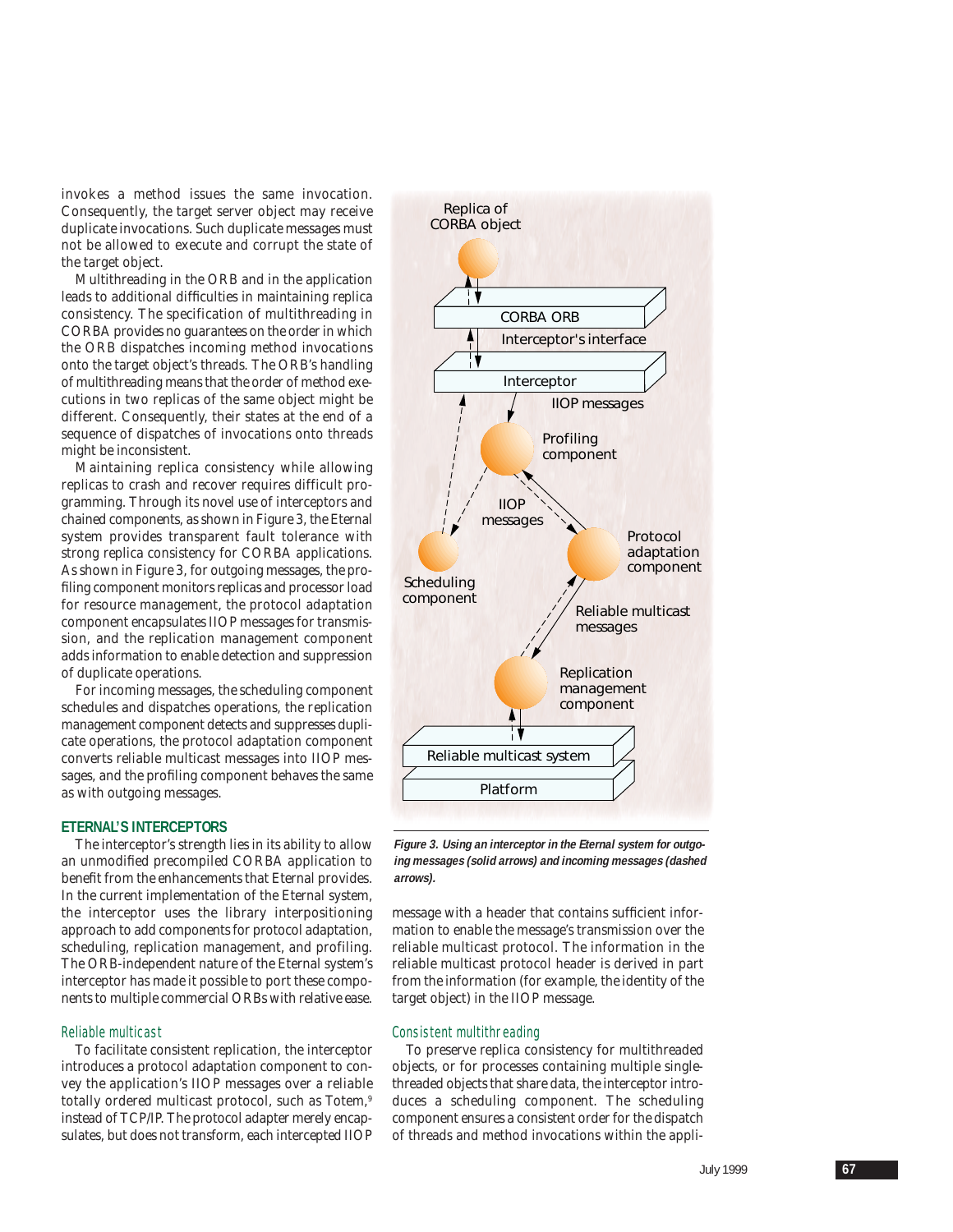invokes a method issues the same invocation. Consequently, the target server object may receive duplicate invocations. Such duplicate messages must not be allowed to execute and corrupt the state of the target object.

Multithreading in the ORB and in the application leads to additional difficulties in maintaining replica consistency. The specification of multithreading in CORBA provides no guarantees on the order in which the ORB dispatches incoming method invocations onto the target object's threads. The ORB's handling of multithreading means that the order of method executions in two replicas of the same object might be different. Consequently, their states at the end of a sequence of dispatches of invocations onto threads might be inconsistent.

Maintaining replica consistency while allowing replicas to crash and recover requires difficult programming. Through its novel use of interceptors and chained components, as shown in Figure 3, the Eternal system provides transparent fault tolerance with strong replica consistency for CORBA applications. As shown in Figure 3, for outgoing messages, the profiling component monitors replicas and processor load for resource management, the protocol adaptation component encapsulates IIOP messages for transmission, and the replication management component adds information to enable detection and suppression of duplicate operations.

For incoming messages, the scheduling component schedules and dispatches operations, the replication management component detects and suppresses duplicate operations, the protocol adaptation component converts reliable multicast messages into IIOP messages, and the profiling component behaves the same as with outgoing messages.

Replica of CORBA object

CORBA ORB

Interceptor's interface

Interceptor

IIOP messages

Profiling component

IIOP messages

Protocol adaptation component

Scheduling component

Reliable multicast messages

Replication management component

Reliable multicast system

Platform

**Figure 3. Using an interceptor in the Eternal system for outgoing messages (solid arrows) and incoming messages (dashed arrows).**

## ETERNAL'S INTERCEPTORS

The interceptor's strength lies in its ability to allow an unmodified precompiled CORBA application to benefit from the enhancements that Eternal provides. In the current implementation of the Eternal system, the interceptor uses the library interpositioning approach to add components for protocol adaptation, scheduling, replication management, and profiling. The ORB-independent nature of the Eternal system's interceptor has made it possible to port these components to multiple commercial ORBs with relative ease.

### Reliable multicast

To facilitate consistent replication, the interceptor introduces a protocol adaptation component to convey the application's IIOP messages over a reliable totally ordered multicast protocol, such as Totem,[9] instead of TCP/IP. The protocol adapter merely encapsulates, but does not transform, each intercepted IIOP message with a header that contains sufficient information to enable the message's transmission over the reliable multicast protocol. The information in the reliable multicast protocol header is derived in part from the information (for example, the identity of the target object) in the IIOP message.

### Consistent multithreading

To preserve replica consistency for multithreaded objects, or for processes containing multiple single-threaded objects that share data, the interceptor introduces a scheduling component. The scheduling component ensures a consistent order for the dispatch of threads and method invocations within the appli-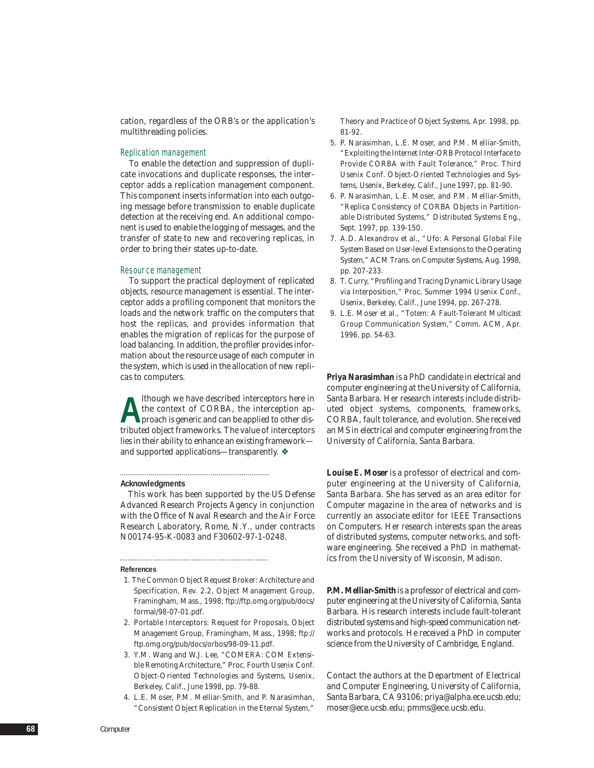cation, regardless of the ORB's or the application's multithreading policies.

### Replication management

To enable the detection and suppression of duplicate invocations and duplicate responses, the interceptor adds a replication management component. This component inserts information into each outgoing message before transmission to enable duplicate detection at the receiving end. An additional component is used to enable the logging of messages, and the transfer of state to new and recovering replicas, in order to bring their states up-to-date.

### Resource management

To support the practical deployment of replicated objects, resource management is essential. The interceptor adds a profiling component that monitors the loads and the network traffic on the computers that host the replicas, and provides information that enables the migration of replicas for the purpose of load balancing. In addition, the profiler provides information about the resource usage of each computer in the system, which is used in the allocation of new replicas to computers.

Although we have described interceptors here in the context of CORBA, the interception approach is generic and can be applied to other distributed object frameworks. The value of interceptors lies in their ability to enhance an existing framework—and supported applications—transparently. ❖

#### Acknowledgments

This work has been supported by the US Defense Advanced Research Projects Agency in conjunction with the Office of Naval Research and the Air Force Research Laboratory, Rome, N.Y., under contracts N00174-95-K-0083 and F30602-97-1-0248.

#### References

1. The Common Object Request Broker: Architecture and Specification, Rev. 2.2, Object Management Group, Framingham, Mass., 1998; ftp://ftp.omg.org/pub/docs/formal/98-07-01.pdf.
2. Portable Interceptors: Request for Proposals, Object Management Group, Framingham, Mass., 1998; ftp://ftp.omg.org/pub/docs/orbos/98-09-11.pdf.
3. Y.M. Wang and W.J. Lee, "COMERA: COM Extensible Remoting Architecture," Proc. Fourth Usenix Conf. Object-Oriented Technologies and Systems, Usenix, Berkeley, Calif., June 1998, pp. 79-88.
4. L.E. Moser, P.M. Melliar-Smith, and P. Narasimhan, "Consistent Object Replication in the Eternal System," Theory and Practice of Object Systems, Apr. 1998, pp. 81-92.
5. P. Narasimhan, L.E. Moser, and P.M. Melliar-Smith, "Exploiting the Internet Inter-ORB Protocol Interface to Provide CORBA with Fault Tolerance," Proc. Third Usenix Conf. Object-Oriented Technologies and Systems, Usenix, Berkeley, Calif., June 1997, pp. 81-90.
6. P. Narasimhan, L.E. Moser, and P.M. Melliar-Smith, "Replica Consistency of CORBA Objects in Partitionable Distributed Systems," Distributed Systems Eng., Sept. 1997, pp. 139-150.
7. A.D. Alexandrov et al., "Ufo: A Personal Global File System Based on User-level Extensions to the Operating System," ACM Trans. on Computer Systems, Aug. 1998, pp. 207-233.
8. T. Curry, "Profiling and Tracing Dynamic Library Usage via Interposition," Proc. Summer 1994 Usenix Conf., Usenix, Berkeley, Calif., June 1994, pp. 267-278.
9. L.E. Moser et al., "Totem: A Fault-Tolerant Multicast Group Communication System," Comm. ACM, Apr. 1996, pp. 54-63.

**Priya Narasimhan** is a PhD candidate in electrical and computer engineering at the University of California, Santa Barbara. Her research interests include distributed object systems, components, frameworks, CORBA, fault tolerance, and evolution. She received an MS in electrical and computer engineering from the University of California, Santa Barbara.

**Louise E. Moser** is a professor of electrical and computer engineering at the University of California, Santa Barbara. She has served as an area editor for Computer magazine in the area of networks and is currently an associate editor for IEEE Transactions on Computers. Her research interests span the areas of distributed systems, computer networks, and software engineering. She received a PhD in mathematics from the University of Wisconsin, Madison.

**P.M. Melliar-Smith** is a professor of electrical and computer engineering at the University of California, Santa Barbara. His research interests include fault-tolerant distributed systems and high-speed communication networks and protocols. He received a PhD in computer science from the University of Cambridge, England.

Contact the authors at the Department of Electrical and Computer Engineering, University of California, Santa Barbara, CA 93106; priya@alpha.ece.ucsb.edu; moser@ece.ucsb.edu; pmms@ece.ucsb.edu.